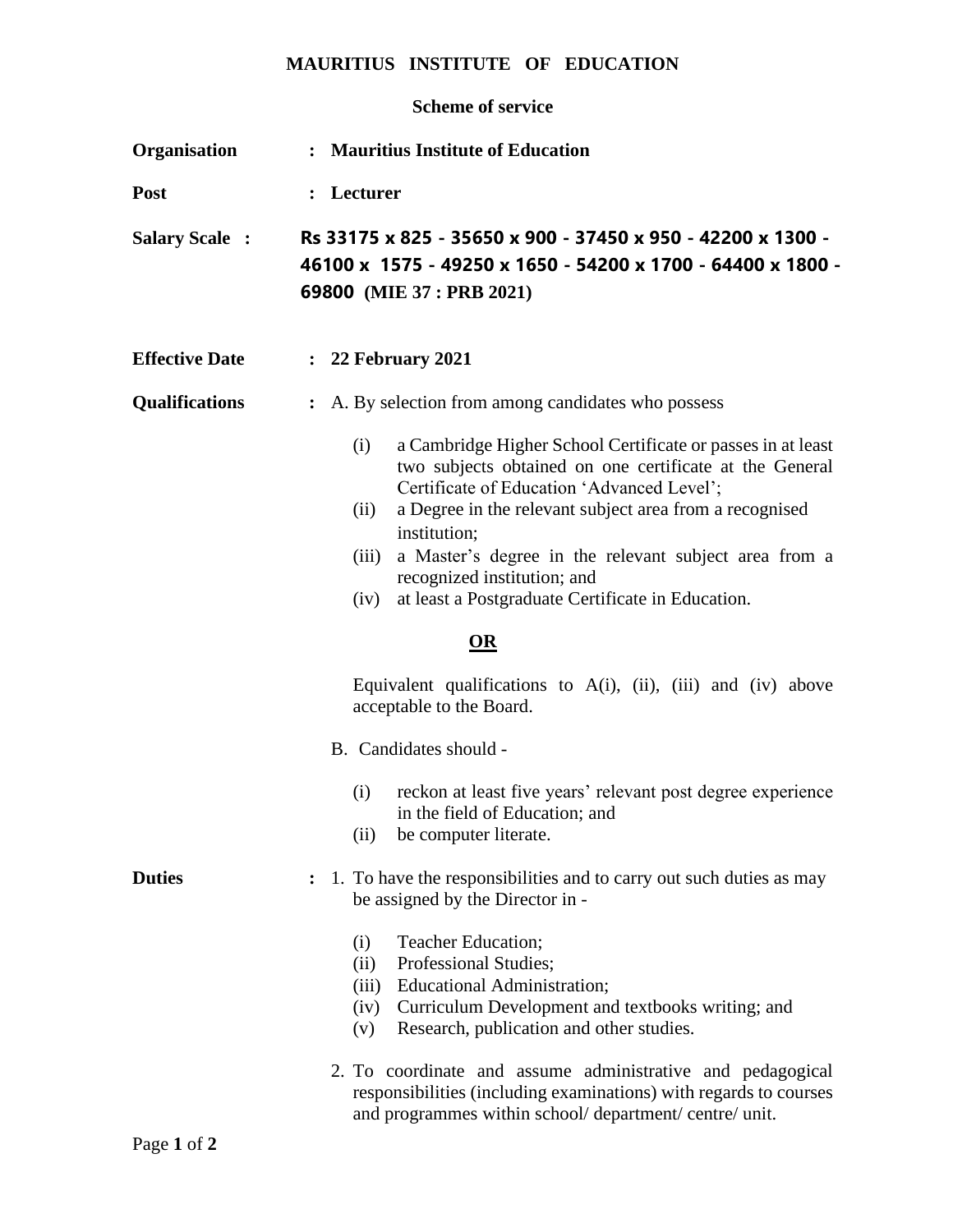# MAURITIUS INSTITUTE OF EDUCATION

## Scheme of service

**Organisation** : **Mauritius Institute of Education**

**Post** : **Lecturer**

**Salary Scale** : **Rs 33175 x 825 - 35650 x 900 - 37450 x 950 - 42200 x 1300 - 46100 x 1575 - 49250 x 1650 - 54200 x 1700 - 64400 x 1800 - 69800 (MIE 37 : PRB 2021)**

**Effective Date** : **22 February 2021**

**Qualifications** : A. By selection from among candidates who possess

(i) a Cambridge Higher School Certificate or passes in at least two subjects obtained on one certificate at the General Certificate of Education 'Advanced Level';
(ii) a Degree in the relevant subject area from a recognised institution;
(iii) a Master's degree in the relevant subject area from a recognized institution; and
(iv) at least a Postgraduate Certificate in Education.

**OR**

Equivalent qualifications to A(i), (ii), (iii) and (iv) above acceptable to the Board.

B. Candidates should -

(i) reckon at least five years' relevant post degree experience in the field of Education; and
(ii) be computer literate.

**Duties** : 1. To have the responsibilities and to carry out such duties as may be assigned by the Director in -

(i) Teacher Education;
(ii) Professional Studies;
(iii) Educational Administration;
(iv) Curriculum Development and textbooks writing; and
(v) Research, publication and other studies.

2. To coordinate and assume administrative and pedagogical responsibilities (including examinations) with regards to courses and programmes within school/ department/ centre/ unit.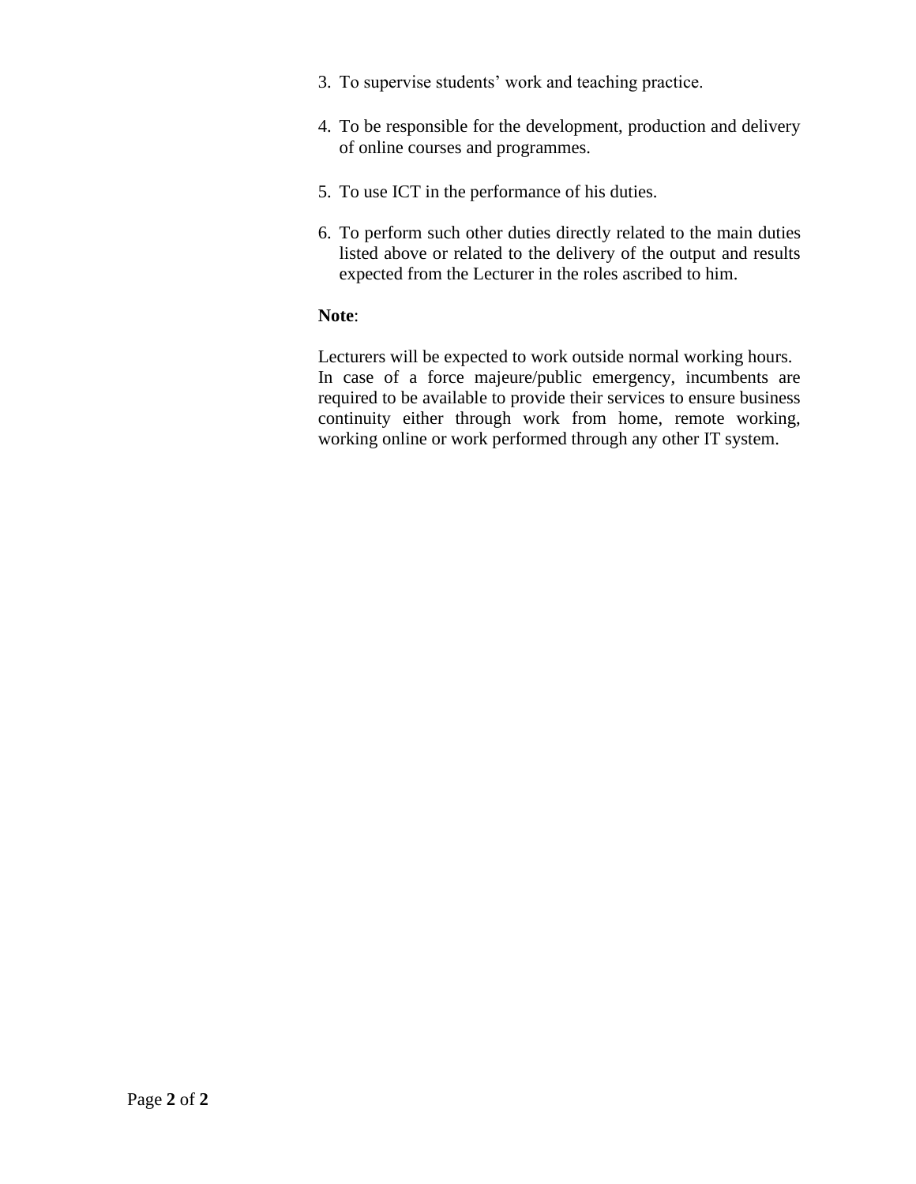3. To supervise students' work and teaching practice.

4. To be responsible for the development, production and delivery of online courses and programmes.

5. To use ICT in the performance of his duties.

6. To perform such other duties directly related to the main duties listed above or related to the delivery of the output and results expected from the Lecturer in the roles ascribed to him.

**Note**:

Lecturers will be expected to work outside normal working hours. In case of a force majeure/public emergency, incumbents are required to be available to provide their services to ensure business continuity either through work from home, remote working, working online or work performed through any other IT system.